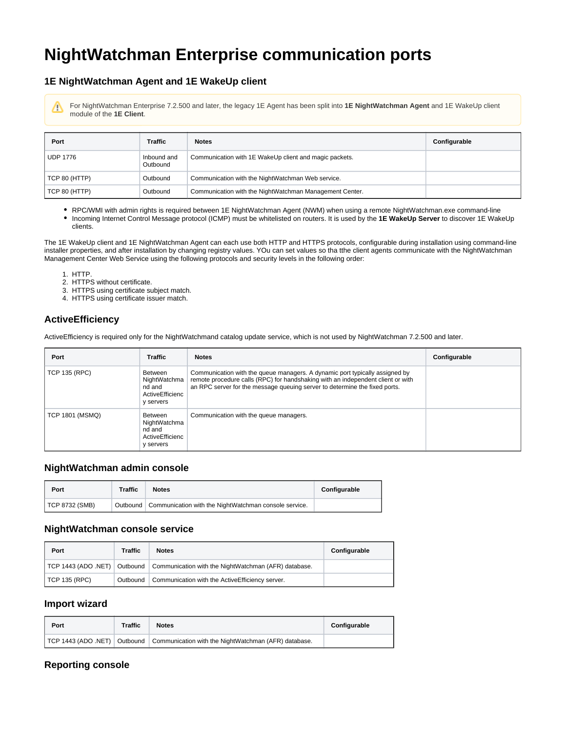# NightWatchman Enterprise communication ports

## 1E NightWatchman Agent and 1E WakeUp client

For NightWatchman Enterprise 7.2.500 and later, the legacy 1E Agent has been split into **1E NightWatchman Agent** and 1E WakeUp client module of the **1E Client**.

| Port | Traffic | Notes | Configurable |
|---|---|---|---|
| UDP 1776 | Inbound and Outbound | Communication with 1E WakeUp client and magic packets. | |
| TCP 80 (HTTP) | Outbound | Communication with the NightWatchman Web service. | |
| TCP 80 (HTTP) | Outbound | Communication with the NightWatchman Management Center. | |

- RPC/WMI with admin rights is required between 1E NightWatchman Agent (NWM) when using a remote NightWatchman.exe command-line
- Incoming Internet Control Message protocol (ICMP) must be whitelisted on routers. It is used by the **1E WakeUp Server** to discover 1E WakeUp clients.

The 1E WakeUp client and 1E NightWatchman Agent can each use both HTTP and HTTPS protocols, configurable during installation using command-line installer properties, and after installation by changing registry values. YOu can set values so tha tthe client agents communicate with the NightWatchman Management Center Web Service using the following protocols and security levels in the following order:

1. HTTP.
2. HTTPS without certificate.
3. HTTPS using certificate subject match.
4. HTTPS using certificate issuer match.

## ActiveEfficiency

ActiveEfficiency is required only for the NightWatchmand catalog update service, which is not used by NightWatchman 7.2.500 and later.

| Port | Traffic | Notes | Configurable |
|---|---|---|---|
| TCP 135 (RPC) | Between NightWatchmand and ActiveEfficiency servers | Communication with the queue managers. A dynamic port typically assigned by remote procedure calls (RPC) for handshaking with an independent client or with an RPC server for the message queuing server to determine the fixed ports. | |
| TCP 1801 (MSMQ) | Between NightWatchmand and ActiveEfficiency servers | Communication with the queue managers. | |

## NightWatchman admin console

| Port | Traffic | Notes | Configurable |
|---|---|---|---|
| TCP 8732 (SMB) | Outbound | Communication with the NightWatchman console service. | |

## NightWatchman console service

| Port | Traffic | Notes | Configurable |
|---|---|---|---|
| TCP 1443 (ADO .NET) | Outbound | Communication with the NightWatchman (AFR) database. | |
| TCP 135 (RPC) | Outbound | Communication with the ActiveEfficiency server. | |

## Import wizard

| Port | Traffic | Notes | Configurable |
|---|---|---|---|
| TCP 1443 (ADO .NET) | Outbound | Communication with the NightWatchman (AFR) database. | |

## Reporting console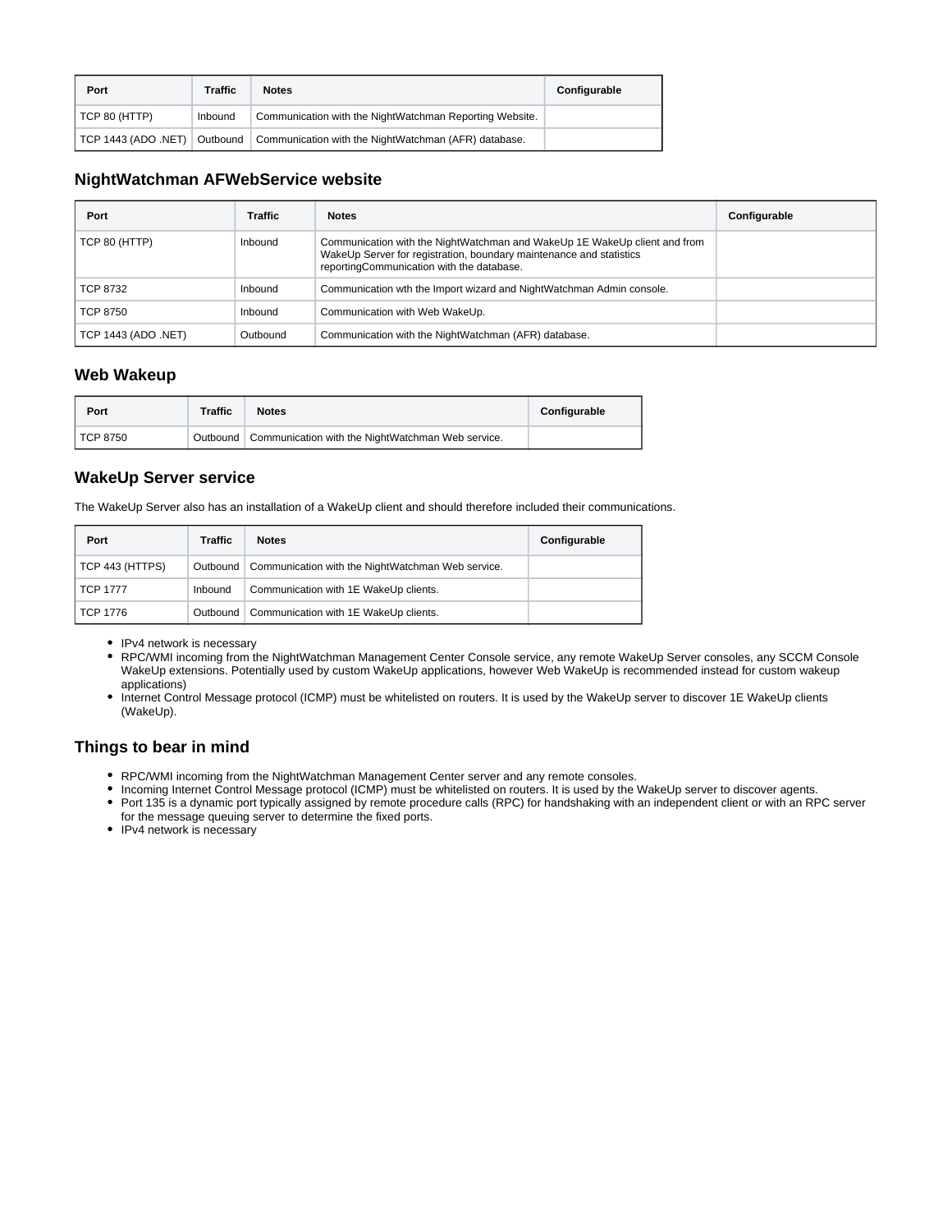| Port | Traffic | Notes | Configurable |
| --- | --- | --- | --- |
| TCP 80 (HTTP) | Inbound | Communication with the NightWatchman Reporting Website. | |
| TCP 1443 (ADO .NET) | Outbound | Communication with the NightWatchman (AFR) database. | |

## NightWatchman AFWebService website

| Port | Traffic | Notes | Configurable |
| --- | --- | --- | --- |
| TCP 80 (HTTP) | Inbound | Communication with the NightWatchman and WakeUp 1E WakeUp client and from WakeUp Server for registration, boundary maintenance and statistics reportingCommunication with the database. | |
| TCP 8732 | Inbound | Communication wth the Import wizard and NightWatchman Admin console. | |
| TCP 8750 | Inbound | Communication with Web WakeUp. | |
| TCP 1443 (ADO .NET) | Outbound | Communication with the NightWatchman (AFR) database. | |

## Web Wakeup

| Port | Traffic | Notes | Configurable |
| --- | --- | --- | --- |
| TCP 8750 | Outbound | Communication with the NightWatchman Web service. | |

## WakeUp Server service

The WakeUp Server also has an installation of a WakeUp client and should therefore included their communications.

| Port | Traffic | Notes | Configurable |
| --- | --- | --- | --- |
| TCP 443 (HTTPS) | Outbound | Communication with the NightWatchman Web service. | |
| TCP 1777 | Inbound | Communication with 1E WakeUp clients. | |
| TCP 1776 | Outbound | Communication with 1E WakeUp clients. | |

- IPv4 network is necessary
- RPC/WMI incoming from the NightWatchman Management Center Console service, any remote WakeUp Server consoles, any SCCM Console WakeUp extensions. Potentially used by custom WakeUp applications, however Web WakeUp is recommended instead for custom wakeup applications)
- Internet Control Message protocol (ICMP) must be whitelisted on routers. It is used by the WakeUp server to discover 1E WakeUp clients (WakeUp).

## Things to bear in mind

- RPC/WMI incoming from the NightWatchman Management Center server and any remote consoles.
- Incoming Internet Control Message protocol (ICMP) must be whitelisted on routers. It is used by the WakeUp server to discover agents.
- Port 135 is a dynamic port typically assigned by remote procedure calls (RPC) for handshaking with an independent client or with an RPC server for the message queuing server to determine the fixed ports.
- IPv4 network is necessary